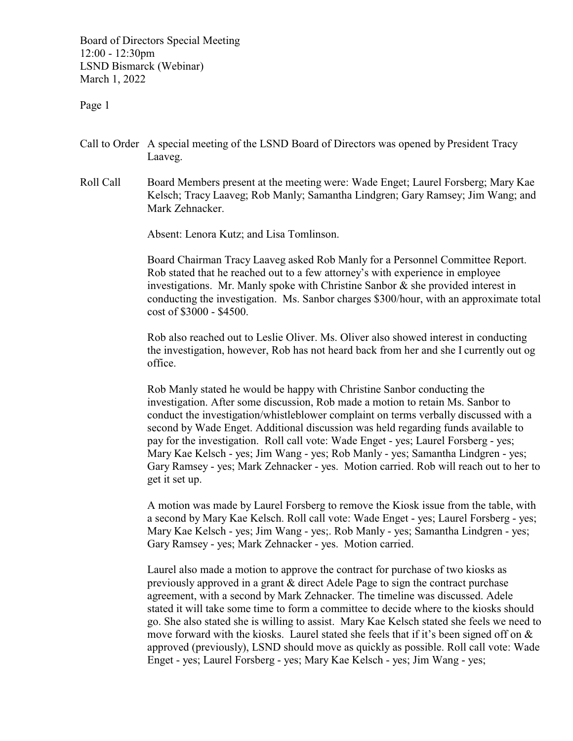Board of Directors Special Meeting
12:00 - 12:30pm
LSND Bismarck (Webinar)
March 1, 2022

**Call to Order** A special meeting of the LSND Board of Directors was opened by President Tracy Laaveg.

**Roll Call** Board Members present at the meeting were: Wade Enget; Laurel Forsberg; Mary Kae Kelsch; Tracy Laaveg; Rob Manly; Samantha Lindgren; Gary Ramsey; Jim Wang; and Mark Zehnacker.

Absent: Lenora Kutz; and Lisa Tomlinson.

Board Chairman Tracy Laaveg asked Rob Manly for a Personnel Committee Report. Rob stated that he reached out to a few attorney's with experience in employee investigations. Mr. Manly spoke with Christine Sanbor & she provided interest in conducting the investigation. Ms. Sanbor charges $300/hour, with an approximate total cost of $3000 - $4500.

Rob also reached out to Leslie Oliver. Ms. Oliver also showed interest in conducting the investigation, however, Rob has not heard back from her and she I currently out og office.

Rob Manly stated he would be happy with Christine Sanbor conducting the investigation. After some discussion, Rob made a motion to retain Ms. Sanbor to conduct the investigation/whistleblower complaint on terms verbally discussed with a second by Wade Enget. Additional discussion was held regarding funds available to pay for the investigation. Roll call vote: Wade Enget - yes; Laurel Forsberg - yes; Mary Kae Kelsch - yes; Jim Wang - yes; Rob Manly - yes; Samantha Lindgren - yes; Gary Ramsey - yes; Mark Zehnacker - yes. Motion carried. Rob will reach out to her to get it set up.

A motion was made by Laurel Forsberg to remove the Kiosk issue from the table, with a second by Mary Kae Kelsch. Roll call vote: Wade Enget - yes; Laurel Forsberg - yes; Mary Kae Kelsch - yes; Jim Wang - yes;. Rob Manly - yes; Samantha Lindgren - yes; Gary Ramsey - yes; Mark Zehnacker - yes. Motion carried.

Laurel also made a motion to approve the contract for purchase of two kiosks as previously approved in a grant & direct Adele Page to sign the contract purchase agreement, with a second by Mark Zehnacker. The timeline was discussed. Adele stated it will take some time to form a committee to decide where to the kiosks should go. She also stated she is willing to assist. Mary Kae Kelsch stated she feels we need to move forward with the kiosks. Laurel stated she feels that if it's been signed off on & approved (previously), LSND should move as quickly as possible. Roll call vote: Wade Enget - yes; Laurel Forsberg - yes; Mary Kae Kelsch - yes; Jim Wang - yes;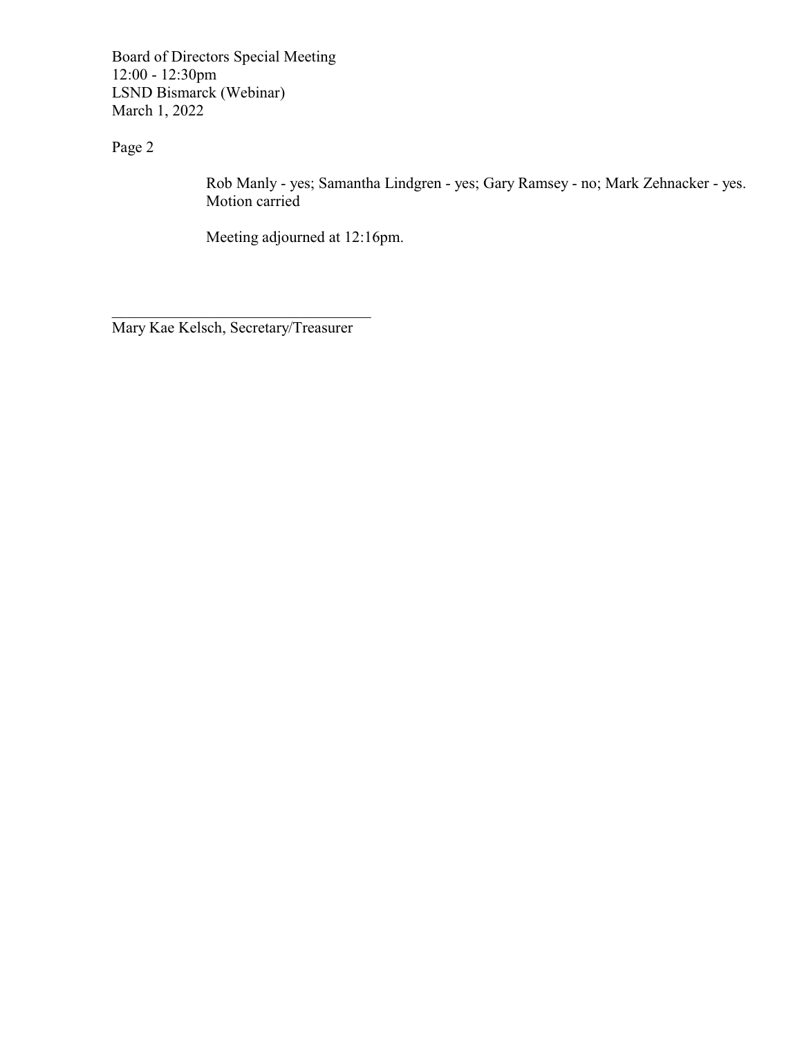Rob Manly - yes; Samantha Lindgren - yes; Gary Ramsey - no; Mark Zehnacker - yes. Motion carried

Meeting adjourned at 12:16pm.

\_\_\_\_\_\_\_\_\_\_\_\_\_\_\_\_\_\_\_\_\_\_\_\_\_\_\_\_\_\_\_\_\_\_

Mary Kae Kelsch, Secretary/Treasurer